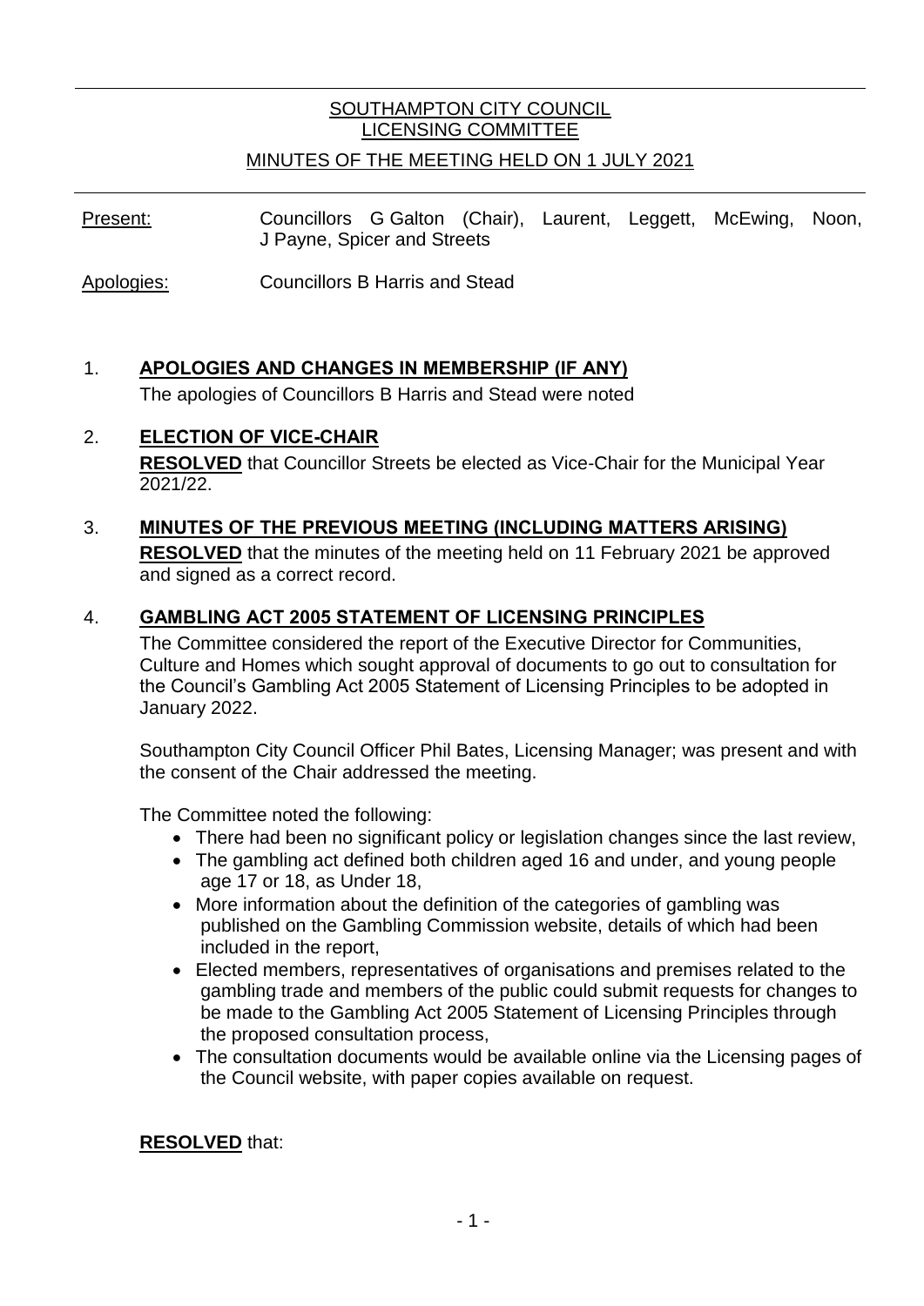# SOUTHAMPTON CITY COUNCIL
## LICENSING COMMITTEE
### MINUTES OF THE MEETING HELD ON 1 JULY 2021

---

**Present:** Councillors G Galton (Chair), Laurent, Leggett, McEwing, Noon, J Payne, Spicer and Streets

**Apologies:** Councillors B Harris and Stead

## 1. APOLOGIES AND CHANGES IN MEMBERSHIP (IF ANY)

The apologies of Councillors B Harris and Stead were noted

## 2. ELECTION OF VICE-CHAIR

**RESOLVED** that Councillor Streets be elected as Vice-Chair for the Municipal Year 2021/22.

## 3. MINUTES OF THE PREVIOUS MEETING (INCLUDING MATTERS ARISING)

**RESOLVED** that the minutes of the meeting held on 11 February 2021 be approved and signed as a correct record.

## 4. GAMBLING ACT 2005 STATEMENT OF LICENSING PRINCIPLES

The Committee considered the report of the Executive Director for Communities, Culture and Homes which sought approval of documents to go out to consultation for the Council's Gambling Act 2005 Statement of Licensing Principles to be adopted in January 2022.

Southampton City Council Officer Phil Bates, Licensing Manager; was present and with the consent of the Chair addressed the meeting.

The Committee noted the following:

- There had been no significant policy or legislation changes since the last review,
- The gambling act defined both children aged 16 and under, and young people age 17 or 18, as Under 18,
- More information about the definition of the categories of gambling was published on the Gambling Commission website, details of which had been included in the report,
- Elected members, representatives of organisations and premises related to the gambling trade and members of the public could submit requests for changes to be made to the Gambling Act 2005 Statement of Licensing Principles through the proposed consultation process,
- The consultation documents would be available online via the Licensing pages of the Council website, with paper copies available on request.

**RESOLVED** that: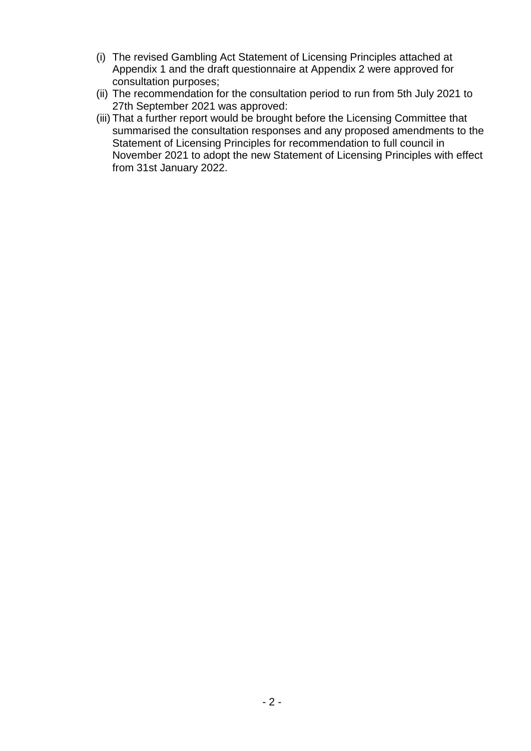(i) The revised Gambling Act Statement of Licensing Principles attached at Appendix 1 and the draft questionnaire at Appendix 2 were approved for consultation purposes;

(ii) The recommendation for the consultation period to run from 5th July 2021 to 27th September 2021 was approved:

(iii) That a further report would be brought before the Licensing Committee that summarised the consultation responses and any proposed amendments to the Statement of Licensing Principles for recommendation to full council in November 2021 to adopt the new Statement of Licensing Principles with effect from 31st January 2022.